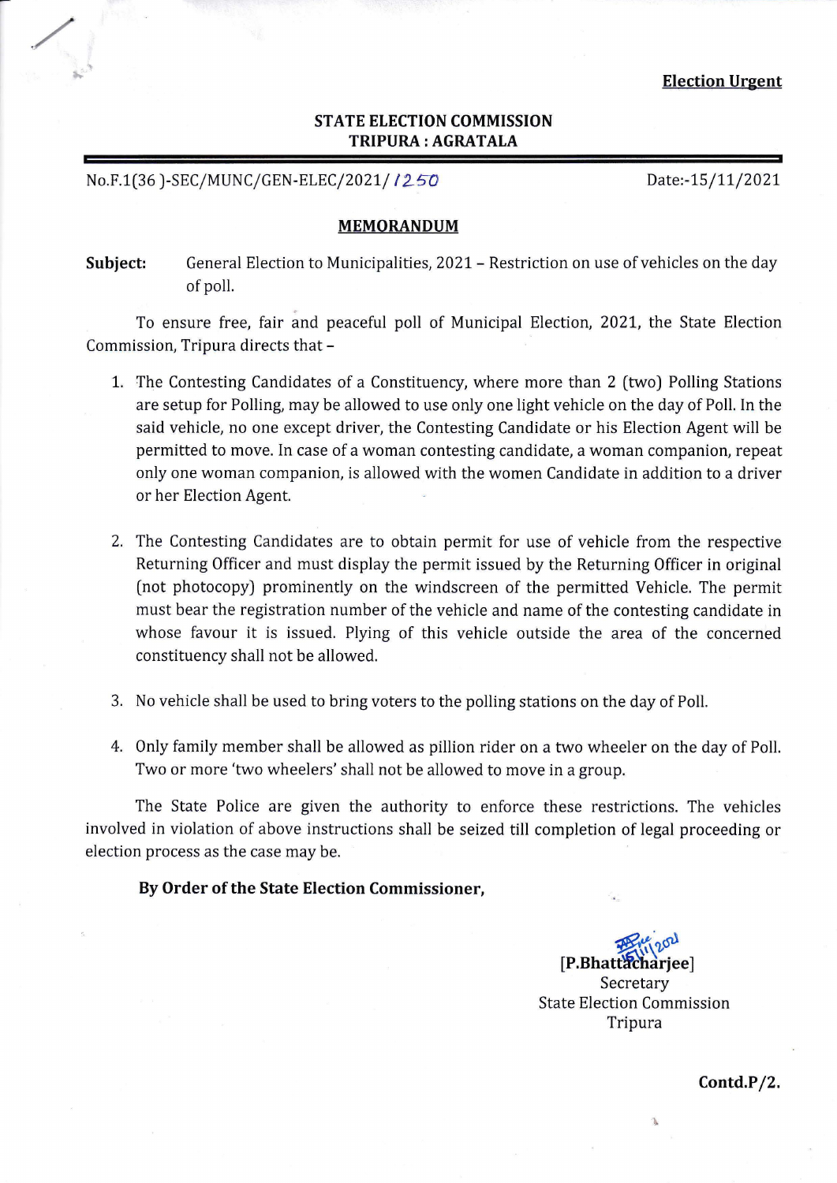**Election Urgent**

**STATE ELECTION COMMISSION**
**TRIPURA : AGRATALA**

No.F.1(36 )-SEC/MUNC/GEN-ELEC/2021/ 1250 Date:-15/11/2021

**MEMORANDUM**

**Subject:** General Election to Municipalities, 2021 – Restriction on use of vehicles on the day of poll.

To ensure free, fair and peaceful poll of Municipal Election, 2021, the State Election Commission, Tripura directs that –

1. The Contesting Candidates of a Constituency, where more than 2 (two) Polling Stations are setup for Polling, may be allowed to use only one light vehicle on the day of Poll. In the said vehicle, no one except driver, the Contesting Candidate or his Election Agent will be permitted to move. In case of a woman contesting candidate, a woman companion, repeat only one woman companion, is allowed with the women Candidate in addition to a driver or her Election Agent.

2. The Contesting Candidates are to obtain permit for use of vehicle from the respective Returning Officer and must display the permit issued by the Returning Officer in original (not photocopy) prominently on the windscreen of the permitted Vehicle. The permit must bear the registration number of the vehicle and name of the contesting candidate in whose favour it is issued. Plying of this vehicle outside the area of the concerned constituency shall not be allowed.

3. No vehicle shall be used to bring voters to the polling stations on the day of Poll.

4. Only family member shall be allowed as pillion rider on a two wheeler on the day of Poll. Two or more 'two wheelers' shall not be allowed to move in a group.

The State Police are given the authority to enforce these restrictions. The vehicles involved in violation of above instructions shall be seized till completion of legal proceeding or election process as the case may be.

**By Order of the State Election Commissioner,**

15/11/2021
[P.Bhattacharjee]
Secretary
State Election Commission
Tripura

**Contd.P/2.**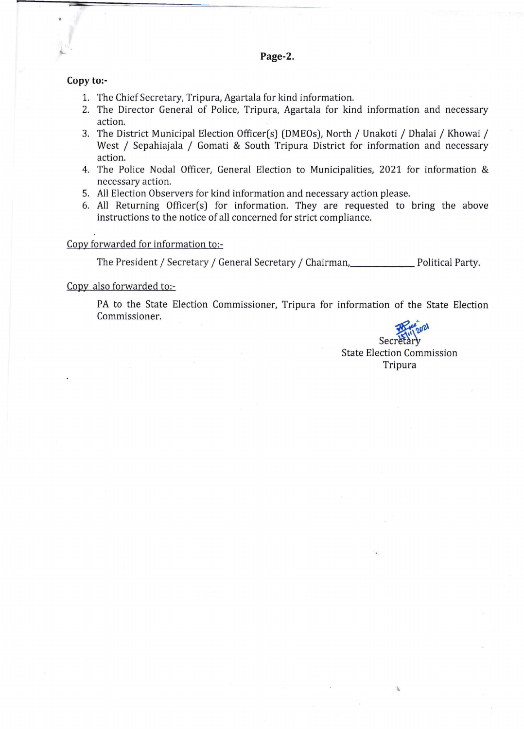Page-2.

**Copy to:-**

1. The Chief Secretary, Tripura, Agartala for kind information.
2. The Director General of Police, Tripura, Agartala for kind information and necessary action.
3. The District Municipal Election Officer(s) (DMEOs), North / Unakoti / Dhalai / Khowai / West / Sepahiajala / Gomati & South Tripura District for information and necessary action.
4. The Police Nodal Officer, General Election to Municipalities, 2021 for information & necessary action.
5. All Election Observers for kind information and necessary action please.
6. All Returning Officer(s) for information. They are requested to bring the above instructions to the notice of all concerned for strict compliance.

Copy forwarded for information to:-

The President / Secretary / General Secretary / Chairman,____________ Political Party.

Copy also forwarded to:-

PA to the State Election Commissioner, Tripura for information of the State Election Commissioner.

15/11/2021

Secretary
State Election Commission
Tripura